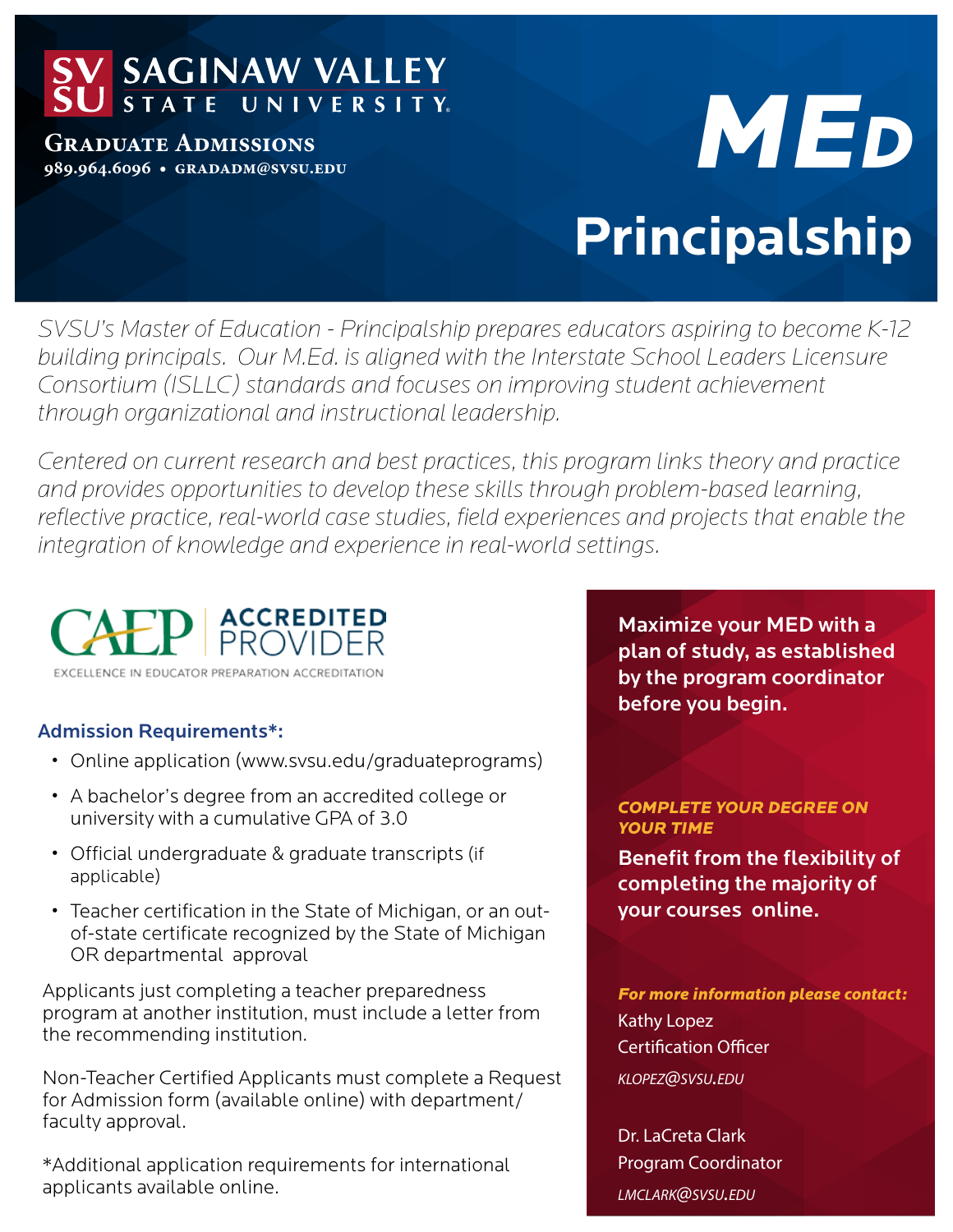**SAGINAW VALLEY STATE UNIVERSITY**

**GRADUATE ADMISSIONS**
989.964.6096 • GRADADM@SVSU.EDU

# MED Principalship

*SVSU's Master of Education - Principalship prepares educators aspiring to become K-12 building principals. Our M.Ed. is aligned with the Interstate School Leaders Licensure Consortium (ISLLC) standards and focuses on improving student achievement through organizational and instructional leadership.*

*Centered on current research and best practices, this program links theory and practice and provides opportunities to develop these skills through problem-based learning, reflective practice, real-world case studies, field experiences and projects that enable the integration of knowledge and experience in real-world settings.*

CAEP ACCREDITED PROVIDER
EXCELLENCE IN EDUCATOR PREPARATION ACCREDITATION

### Admission Requirements*:

- Online application (www.svsu.edu/graduateprograms)
- A bachelor's degree from an accredited college or university with a cumulative GPA of 3.0
- Official undergraduate & graduate transcripts (if applicable)
- Teacher certification in the State of Michigan, or an out-of-state certificate recognized by the State of Michigan OR departmental approval

Applicants just completing a teacher preparedness program at another institution, must include a letter from the recommending institution.

Non-Teacher Certified Applicants must complete a Request for Admission form (available online) with department/ faculty approval.

*Additional application requirements for international applicants available online.

**Maximize your MED with a plan of study, as established by the program coordinator before you begin.**

***COMPLETE YOUR DEGREE ON YOUR TIME***

**Benefit from the flexibility of completing the majority of your courses online.**

***For more information please contact:***

Kathy Lopez
Certification Officer
*KLOPEZ@SVSU.EDU*

Dr. LaCreta Clark
Program Coordinator
*LMCLARK@SVSU.EDU*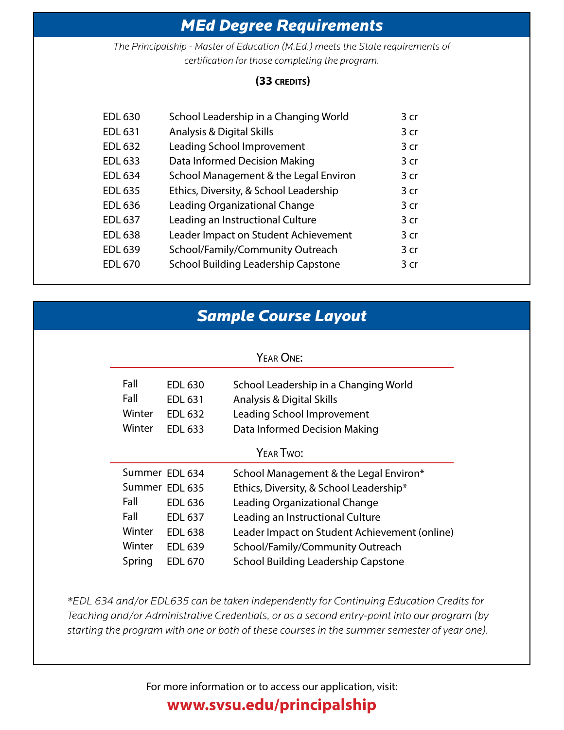## *MEd Degree Requirements*

*The Principalship - Master of Education (M.Ed.) meets the State requirements of certification for those completing the program.*

**(33 CREDITS)**

| | | |
|---|---|---|
| EDL 630 | School Leadership in a Changing World | 3 cr |
| EDL 631 | Analysis & Digital Skills | 3 cr |
| EDL 632 | Leading School Improvement | 3 cr |
| EDL 633 | Data Informed Decision Making | 3 cr |
| EDL 634 | School Management & the Legal Environ | 3 cr |
| EDL 635 | Ethics, Diversity, & School Leadership | 3 cr |
| EDL 636 | Leading Organizational Change | 3 cr |
| EDL 637 | Leading an Instructional Culture | 3 cr |
| EDL 638 | Leader Impact on Student Achievement | 3 cr |
| EDL 639 | School/Family/Community Outreach | 3 cr |
| EDL 670 | School Building Leadership Capstone | 3 cr |

## *Sample Course Layout*

### Year One:

| | | |
|---|---|---|
| Fall | EDL 630 | School Leadership in a Changing World |
| Fall | EDL 631 | Analysis & Digital Skills |
| Winter | EDL 632 | Leading School Improvement |
| Winter | EDL 633 | Data Informed Decision Making |

### Year Two:

| | | |
|---|---|---|
| Summer | EDL 634 | School Management & the Legal Environ* |
| Summer | EDL 635 | Ethics, Diversity, & School Leadership* |
| Fall | EDL 636 | Leading Organizational Change |
| Fall | EDL 637 | Leading an Instructional Culture |
| Winter | EDL 638 | Leader Impact on Student Achievement (online) |
| Winter | EDL 639 | School/Family/Community Outreach |
| Spring | EDL 670 | School Building Leadership Capstone |

*\*EDL 634 and/or EDL635 can be taken independently for Continuing Education Credits for Teaching and/or Administrative Credentials, or as a second entry-point into our program (by starting the program with one or both of these courses in the summer semester of year one).*

For more information or to access our application, visit:

**www.svsu.edu/principalship**